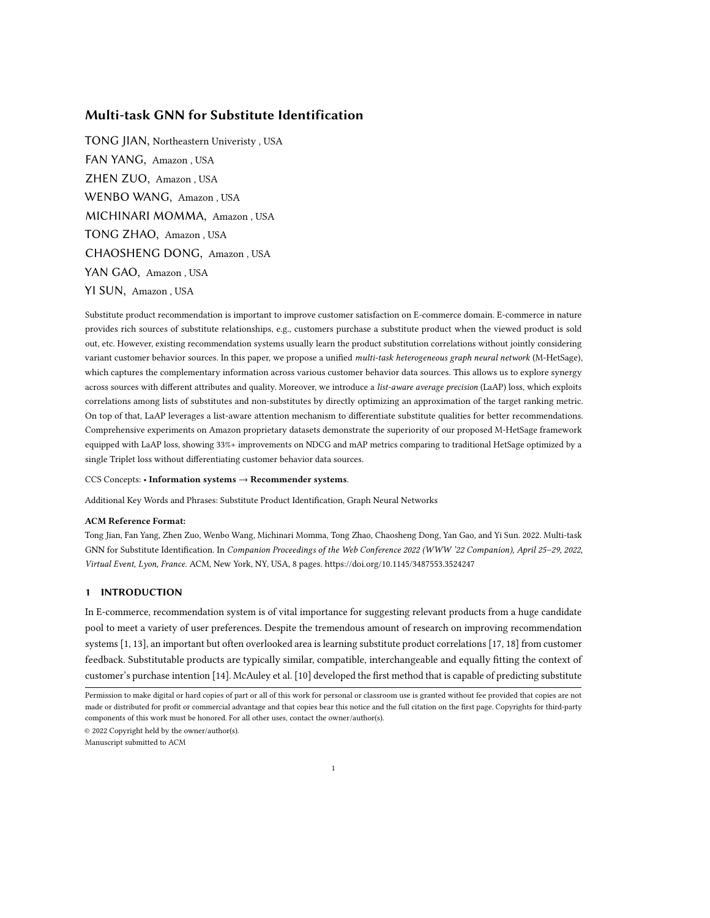# Multi-task GNN for Substitute Identification

TONG JIAN, Northeastern Univeristy , USA

FAN YANG, Amazon , USA

ZHEN ZUO, Amazon , USA

WENBO WANG, Amazon , USA

MICHINARI MOMMA, Amazon , USA

TONG ZHAO, Amazon , USA

CHAOSHENG DONG, Amazon , USA

YAN GAO, Amazon , USA

YI SUN, Amazon , USA

Substitute product recommendation is important to improve customer satisfaction on E-commerce domain. E-commerce in nature provides rich sources of substitute relationships, e.g., customers purchase a substitute product when the viewed product is sold out, etc. However, existing recommendation systems usually learn the product substitution correlations without jointly considering variant customer behavior sources. In this paper, we propose a unified *multi-task heterogeneous graph neural network* (M-HetSage), which captures the complementary information across various customer behavior data sources. This allows us to explore synergy across sources with different attributes and quality. Moreover, we introduce a *list-aware average precision* (LaAP) loss, which exploits correlations among lists of substitutes and non-substitutes by directly optimizing an approximation of the target ranking metric. On top of that, LaAP leverages a list-aware attention mechanism to differentiate substitute qualities for better recommendations. Comprehensive experiments on Amazon proprietary datasets demonstrate the superiority of our proposed M-HetSage framework equipped with LaAP loss, showing 33%+ improvements on NDCG and mAP metrics comparing to traditional HetSage optimized by a single Triplet loss without differentiating customer behavior data sources.

CCS Concepts: • **Information systems → Recommender systems**.

Additional Key Words and Phrases: Substitute Product Identification, Graph Neural Networks

**ACM Reference Format:**

Tong Jian, Fan Yang, Zhen Zuo, Wenbo Wang, Michinari Momma, Tong Zhao, Chaosheng Dong, Yan Gao, and Yi Sun. 2022. Multi-task GNN for Substitute Identification. In *Companion Proceedings of the Web Conference 2022 (WWW '22 Companion), April 25–29, 2022, Virtual Event, Lyon, France.* ACM, New York, NY, USA, 8 pages. https://doi.org/10.1145/3487553.3524247

## 1 INTRODUCTION

In E-commerce, recommendation system is of vital importance for suggesting relevant products from a huge candidate pool to meet a variety of user preferences. Despite the tremendous amount of research on improving recommendation systems [1, 13], an important but often overlooked area is learning substitute product correlations [17, 18] from customer feedback. Substitutable products are typically similar, compatible, interchangeable and equally fitting the context of customer's purchase intention [14]. McAuley et al. [10] developed the first method that is capable of predicting substitute

---

Permission to make digital or hard copies of part or all of this work for personal or classroom use is granted without fee provided that copies are not made or distributed for profit or commercial advantage and that copies bear this notice and the full citation on the first page. Copyrights for third-party components of this work must be honored. For all other uses, contact the owner/author(s).

© 2022 Copyright held by the owner/author(s).

Manuscript submitted to ACM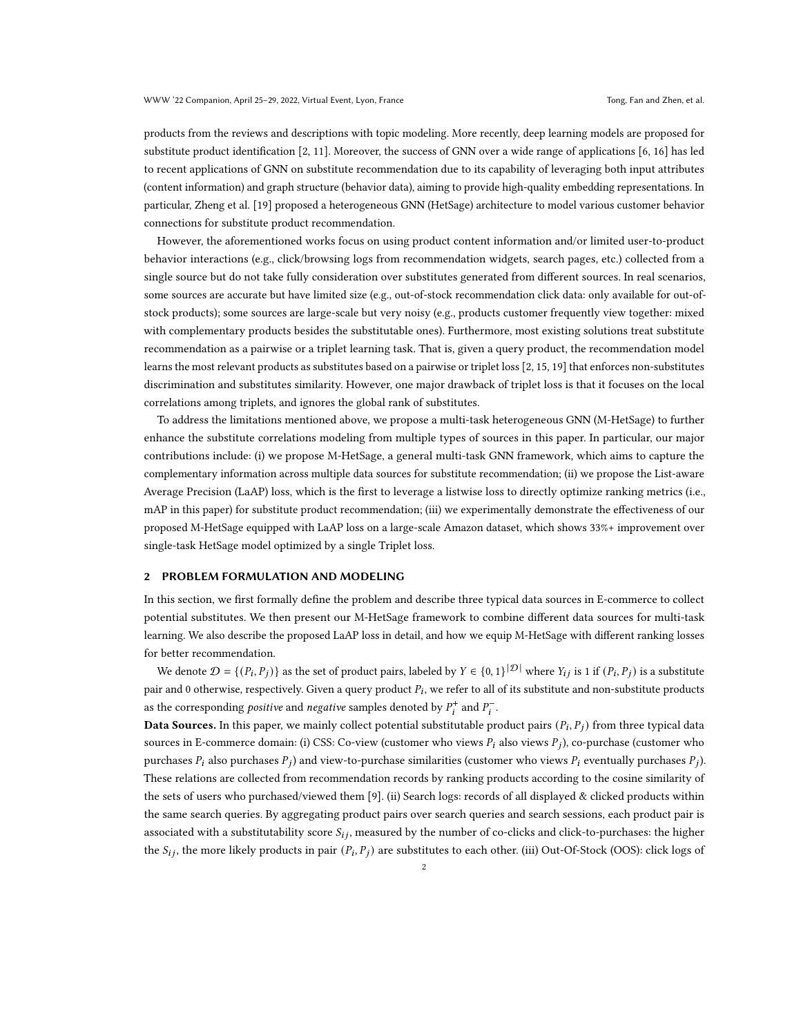products from the reviews and descriptions with topic modeling. More recently, deep learning models are proposed for substitute product identification [2, 11]. Moreover, the success of GNN over a wide range of applications [6, 16] has led to recent applications of GNN on substitute recommendation due to its capability of leveraging both input attributes (content information) and graph structure (behavior data), aiming to provide high-quality embedding representations. In particular, Zheng et al. [19] proposed a heterogeneous GNN (HetSage) architecture to model various customer behavior connections for substitute product recommendation.

However, the aforementioned works focus on using product content information and/or limited user-to-product behavior interactions (e.g., click/browsing logs from recommendation widgets, search pages, etc.) collected from a single source but do not take fully consideration over substitutes generated from different sources. In real scenarios, some sources are accurate but have limited size (e.g., out-of-stock recommendation click data: only available for out-of-stock products); some sources are large-scale but very noisy (e.g., products customer frequently view together: mixed with complementary products besides the substitutable ones). Furthermore, most existing solutions treat substitute recommendation as a pairwise or a triplet learning task. That is, given a query product, the recommendation model learns the most relevant products as substitutes based on a pairwise or triplet loss [2, 15, 19] that enforces non-substitutes discrimination and substitutes similarity. However, one major drawback of triplet loss is that it focuses on the local correlations among triplets, and ignores the global rank of substitutes.

To address the limitations mentioned above, we propose a multi-task heterogeneous GNN (M-HetSage) to further enhance the substitute correlations modeling from multiple types of sources in this paper. In particular, our major contributions include: (i) we propose M-HetSage, a general multi-task GNN framework, which aims to capture the complementary information across multiple data sources for substitute recommendation; (ii) we propose the List-aware Average Precision (LaAP) loss, which is the first to leverage a listwise loss to directly optimize ranking metrics (i.e., mAP in this paper) for substitute product recommendation; (iii) we experimentally demonstrate the effectiveness of our proposed M-HetSage equipped with LaAP loss on a large-scale Amazon dataset, which shows 33%+ improvement over single-task HetSage model optimized by a single Triplet loss.

## 2 PROBLEM FORMULATION AND MODELING

In this section, we first formally define the problem and describe three typical data sources in E-commerce to collect potential substitutes. We then present our M-HetSage framework to combine different data sources for multi-task learning. We also describe the proposed LaAP loss in detail, and how we equip M-HetSage with different ranking losses for better recommendation.

We denote $\mathcal{D} = \{(P_i, P_j)\}$ as the set of product pairs, labeled by $Y \in \{0, 1\}^{|\mathcal{D}|}$ where $Y_{ij}$ is 1 if $(P_i, P_j)$ is a substitute pair and 0 otherwise, respectively. Given a query product $P_i$, we refer to all of its substitute and non-substitute products as the corresponding *positive* and *negative* samples denoted by $P_i^+$ and $P_i^-$.

**Data Sources.** In this paper, we mainly collect potential substitutable product pairs $(P_i, P_j)$ from three typical data sources in E-commerce domain: (i) CSS: Co-view (customer who views $P_i$ also views $P_j$), co-purchase (customer who purchases $P_i$ also purchases $P_j$) and view-to-purchase similarities (customer who views $P_i$ eventually purchases $P_j$). These relations are collected from recommendation records by ranking products according to the cosine similarity of the sets of users who purchased/viewed them [9]. (ii) Search logs: records of all displayed & clicked products within the same search queries. By aggregating product pairs over search queries and search sessions, each product pair is associated with a substitutability score $S_{ij}$, measured by the number of co-clicks and click-to-purchases: the higher the $S_{ij}$, the more likely products in pair $(P_i, P_j)$ are substitutes to each other. (iii) Out-Of-Stock (OOS): click logs of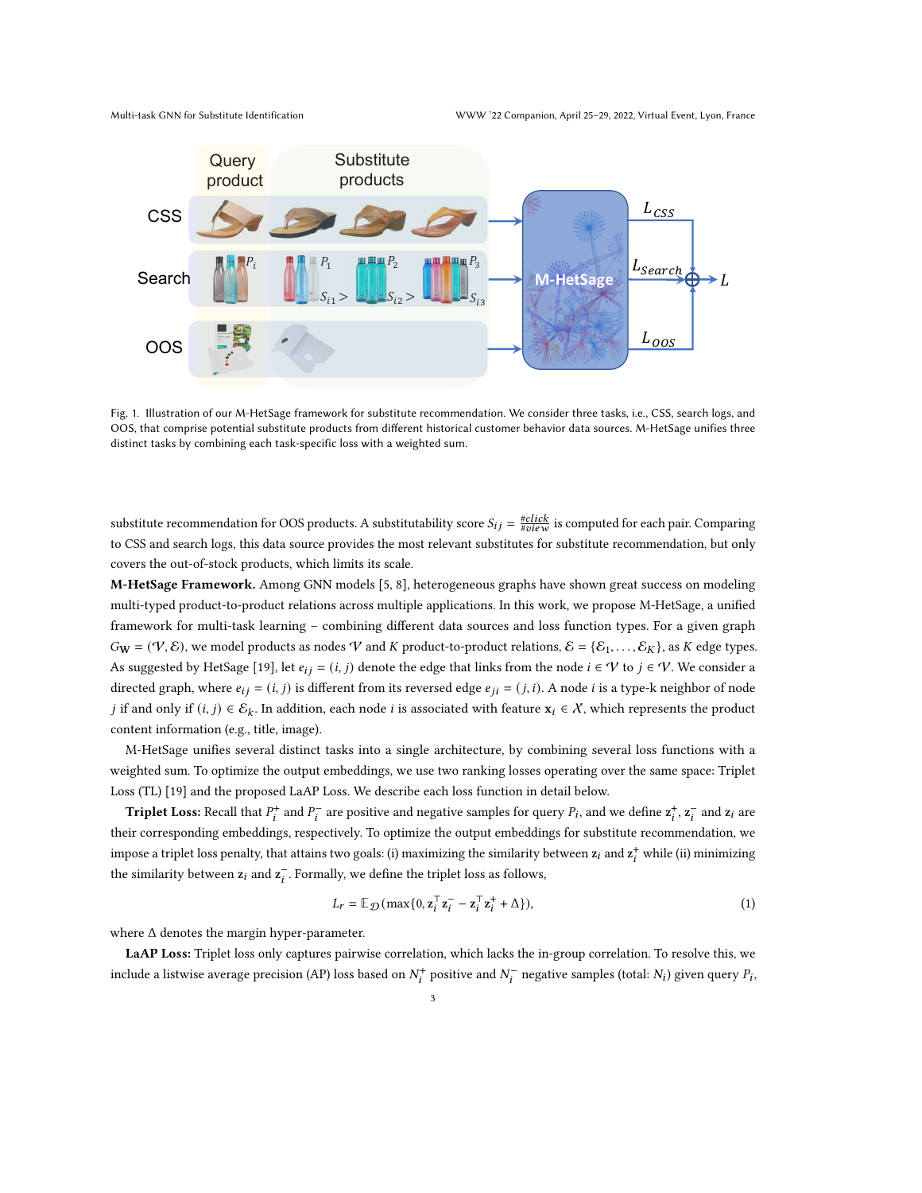Fig. 1. Illustration of our M-HetSage framework for substitute recommendation. We consider three tasks, i.e., CSS, search logs, and OOS, that comprise potential substitute products from different historical customer behavior data sources. M-HetSage unifies three distinct tasks by combining each task-specific loss with a weighted sum.

substitute recommendation for OOS products. A substitutability score $S_{ij} = \frac{\#click}{\#view}$ is computed for each pair. Comparing to CSS and search logs, this data source provides the most relevant substitutes for substitute recommendation, but only covers the out-of-stock products, which limits its scale.

**M-HetSage Framework.** Among GNN models [5, 8], heterogeneous graphs have shown great success on modeling multi-typed product-to-product relations across multiple applications. In this work, we propose M-HetSage, a unified framework for multi-task learning – combining different data sources and loss function types. For a given graph $G_{\mathbf{W}} = (\mathcal{V}, \mathcal{E})$, we model products as nodes $\mathcal{V}$ and $K$ product-to-product relations, $\mathcal{E} = \{\mathcal{E}_1, \ldots, \mathcal{E}_K\}$, as $K$ edge types. As suggested by HetSage [19], let $e_{ij} = (i, j)$ denote the edge that links from the node $i \in \mathcal{V}$ to $j \in \mathcal{V}$. We consider a directed graph, where $e_{ij} = (i, j)$ is different from its reversed edge $e_{ji} = (j, i)$. A node $i$ is a type-k neighbor of node $j$ if and only if $(i, j) \in \mathcal{E}_k$. In addition, each node $i$ is associated with feature $\mathbf{x}_i \in \mathcal{X}$, which represents the product content information (e.g., title, image).

M-HetSage unifies several distinct tasks into a single architecture, by combining several loss functions with a weighted sum. To optimize the output embeddings, we use two ranking losses operating over the same space: Triplet Loss (TL) [19] and the proposed LaAP Loss. We describe each loss function in detail below.

**Triplet Loss:** Recall that $P_i^+$ and $P_i^-$ are positive and negative samples for query $P_i$, and we define $\mathbf{z}_i^+$, $\mathbf{z}_i^-$ and $\mathbf{z}_i$ are their corresponding embeddings, respectively. To optimize the output embeddings for substitute recommendation, we impose a triplet loss penalty, that attains two goals: (i) maximizing the similarity between $\mathbf{z}_i$ and $\mathbf{z}_i^+$ while (ii) minimizing the similarity between $\mathbf{z}_i$ and $\mathbf{z}_i^-$. Formally, we define the triplet loss as follows,

$$L_r = \mathbb{E}_{\mathcal{D}}(\max\{0, \mathbf{z}_i^\top \mathbf{z}_i^- - \mathbf{z}_i^\top \mathbf{z}_i^+ + \Delta\}), \tag{1}$$

where $\Delta$ denotes the margin hyper-parameter.

**LaAP Loss:** Triplet loss only captures pairwise correlation, which lacks the in-group correlation. To resolve this, we include a listwise average precision (AP) loss based on $N_i^+$ positive and $N_i^-$ negative samples (total: $N_i$) given query $P_i$,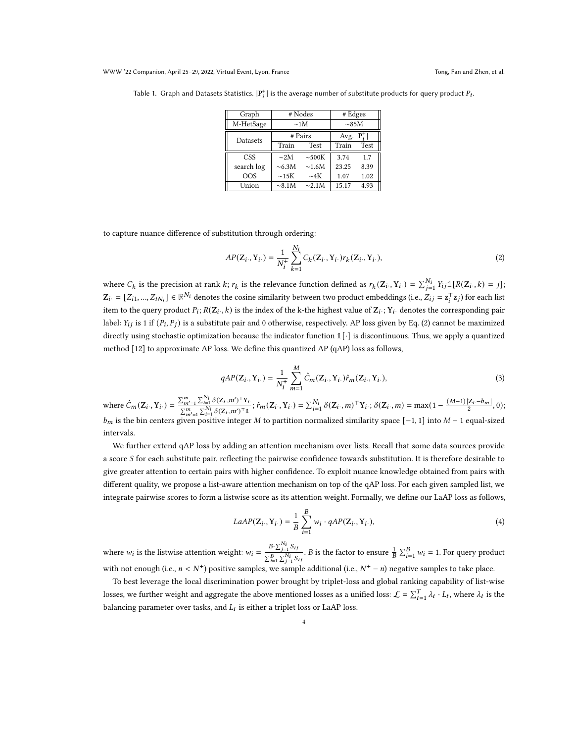Table 1. Graph and Datasets Statistics. $|\mathbf{P}_i^+|$ is the average number of substitute products for query product $P_i$.

| Graph | # Nodes | | # Edges | |
|---|---|---|---|---|
| M-HetSage | ~1M | | ~85M | |
| Datasets | # Pairs | | Avg. $\lvert\mathbf{P}_i^+\rvert$ | |
| | Train | Test | Train | Test |
| CSS | ~2M | ~500K | 3.74 | 1.7 |
| search log | ~6.3M | ~1.6M | 23.25 | 8.39 |
| OOS | ~15K | ~4K | 1.07 | 1.02 |
| Union | ~8.1M | ~2.1M | 15.17 | 4.93 |

to capture nuance difference of substitution through ordering:

$$AP(\mathbf{Z}_{i\cdot}, \mathbf{Y}_{i\cdot}) = \frac{1}{N_i^+} \sum_{k=1}^{N_i} C_k(\mathbf{Z}_{i\cdot}, \mathbf{Y}_{i\cdot}) r_k(\mathbf{Z}_{i\cdot}, \mathbf{Y}_{i\cdot}), \tag{2}$$

where $C_k$ is the precision at rank $k$; $r_k$ is the relevance function defined as $r_k(\mathbf{Z}_{i\cdot}, \mathbf{Y}_{i\cdot}) = \sum_{j=1}^{N_i} Y_{ij} \mathbb{1}[R(\mathbf{Z}_{i\cdot}, k) = j]$; $\mathbf{Z}_{i\cdot} = [Z_{i1}, ..., Z_{iN_i}] \in \mathbb{R}^{N_i}$ denotes the cosine similarity between two product embeddings (i.e., $Z_{ij} = \mathbf{z}_i^\top \mathbf{z}_j$) for each list item to the query product $P_i$; $R(\mathbf{Z}_{i\cdot}, k)$ is the index of the k-the highest value of $\mathbf{Z}_{i\cdot}$; $\mathbf{Y}_{i\cdot}$ denotes the corresponding pair label: $Y_{ij}$ is 1 if $(P_i, P_j)$ is a substitute pair and 0 otherwise, respectively. AP loss given by Eq. (2) cannot be maximized directly using stochastic optimization because the indicator function $\mathbb{1}[\cdot]$ is discontinuous. Thus, we apply a quantized method [12] to approximate AP loss. We define this quantized AP (qAP) loss as follows,

$$qAP(\mathbf{Z}_{i\cdot}, \mathbf{Y}_{i\cdot}) = \frac{1}{N_i^+} \sum_{m=1}^{M} \hat{C}_m(\mathbf{Z}_{i\cdot}, \mathbf{Y}_{i\cdot}) \hat{r}_m(\mathbf{Z}_{i\cdot}, \mathbf{Y}_{i\cdot}), \tag{3}$$

where $\hat{C}_m(\mathbf{Z}_{i\cdot}, \mathbf{Y}_{i\cdot}) = \frac{\sum_{m'=1}^{m} \sum_{i=1}^{N_i} \delta(\mathbf{Z}_{i\cdot}, m')^\top \mathbf{Y}_{i\cdot}}{\sum_{m'=1}^{m} \sum_{i=1}^{N_i} \delta(\mathbf{Z}_{i\cdot}, m')^\top \mathbb{1}}$; $\hat{r}_m(\mathbf{Z}_{i\cdot}, \mathbf{Y}_{i\cdot}) = \sum_{i=1}^{N_i} \delta(\mathbf{Z}_{i\cdot}, m)^\top \mathbf{Y}_{i\cdot}$; $\delta(\mathbf{Z}_{i\cdot}, m) = \max(1 - \frac{(M-1)|\mathbf{Z}_{i\cdot} - b_m|}{2}, 0)$; $b_m$ is the bin centers given positive integer $M$ to partition normalized similarity space $[-1, 1]$ into $M - 1$ equal-sized intervals.

We further extend qAP loss by adding an attention mechanism over lists. Recall that some data sources provide a score $S$ for each substitute pair, reflecting the pairwise confidence towards substitution. It is therefore desirable to give greater attention to certain pairs with higher confidence. To exploit nuance knowledge obtained from pairs with different quality, we propose a list-aware attention mechanism on top of the qAP loss. For each given sampled list, we integrate pairwise scores to form a listwise score as its attention weight. Formally, we define our LaAP loss as follows,

$$LaAP(\mathbf{Z}_{i\cdot}, \mathbf{Y}_{i\cdot}) = \frac{1}{B} \sum_{i=1}^{B} w_i \cdot qAP(\mathbf{Z}_{i\cdot}, \mathbf{Y}_{i\cdot}), \tag{4}$$

where $w_i$ is the listwise attention weight: $w_i = \frac{B \cdot \sum_{j=1}^{N_i} S_{ij}}{\sum_{i=1}^{B} \sum_{j=1}^{N_i} S_{ij}}$. $B$ is the factor to ensure $\frac{1}{B} \sum_{i=1}^{B} w_i = 1$. For query product with not enough (i.e., $n < N^+$) positive samples, we sample additional (i.e., $N^+ - n$) negative samples to take place.

To best leverage the local discrimination power brought by triplet-loss and global ranking capability of list-wise losses, we further weight and aggregate the above mentioned losses as a unified loss: $\mathcal{L} = \sum_{t=1}^{T} \lambda_t \cdot L_t$, where $\lambda_t$ is the balancing parameter over tasks, and $L_t$ is either a triplet loss or LaAP loss.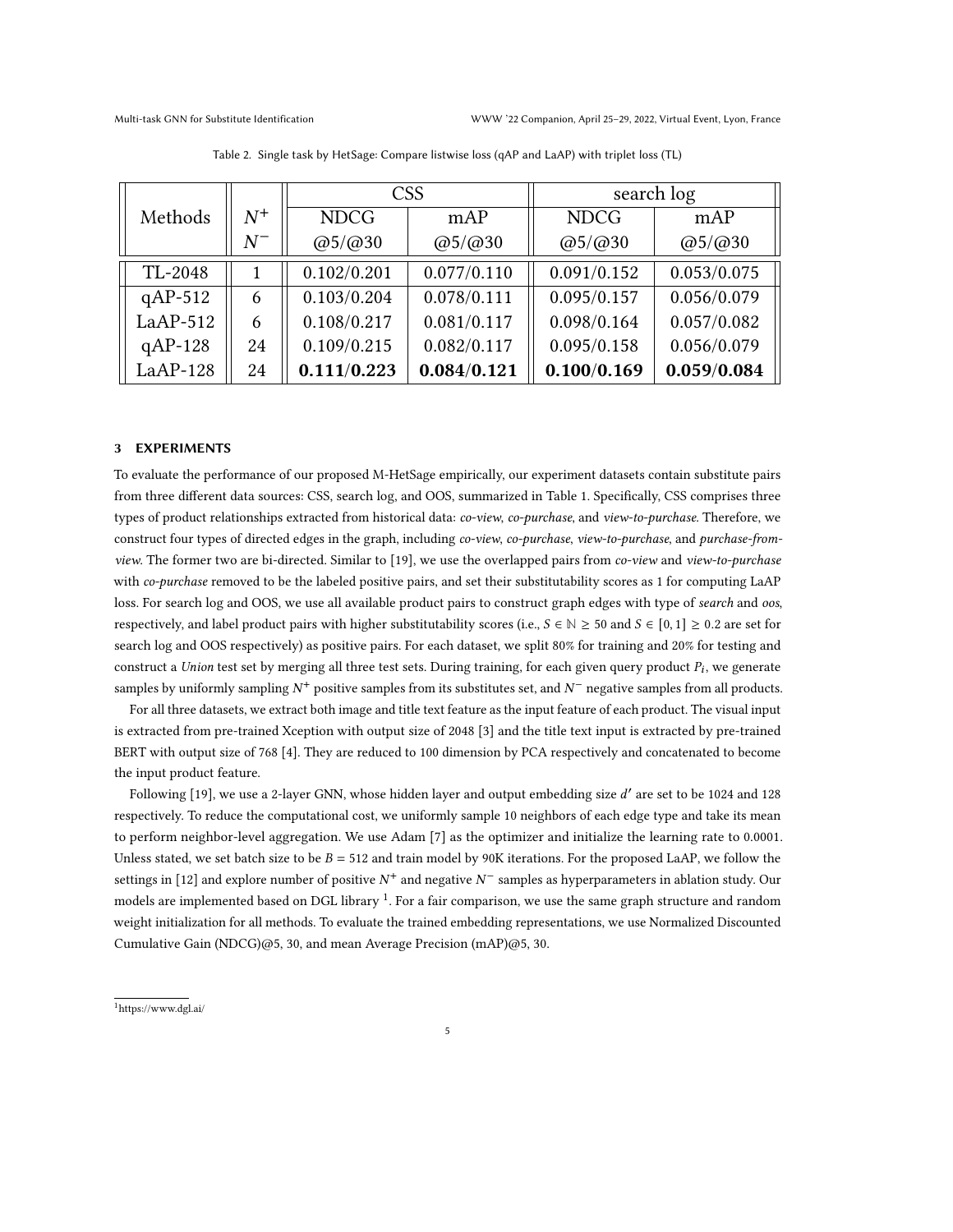Table 2. Single task by HetSage: Compare listwise loss (qAP and LaAP) with triplet loss (TL)

| Methods | $N^+$ | CSS | | search log | |
|---|---|---|---|---|---|
| | $N^-$ | NDCG @5/@30 | mAP @5/@30 | NDCG @5/@30 | mAP @5/@30 |
| TL-2048 | 1 | 0.102/0.201 | 0.077/0.110 | 0.091/0.152 | 0.053/0.075 |
| qAP-512 | 6 | 0.103/0.204 | 0.078/0.111 | 0.095/0.157 | 0.056/0.079 |
| LaAP-512 | 6 | 0.108/0.217 | 0.081/0.117 | 0.098/0.164 | 0.057/0.082 |
| qAP-128 | 24 | 0.109/0.215 | 0.082/0.117 | 0.095/0.158 | 0.056/0.079 |
| LaAP-128 | 24 | **0.111/0.223** | **0.084/0.121** | **0.100/0.169** | **0.059/0.084** |

## 3 EXPERIMENTS

To evaluate the performance of our proposed M-HetSage empirically, our experiment datasets contain substitute pairs from three different data sources: CSS, search log, and OOS, summarized in Table 1. Specifically, CSS comprises three types of product relationships extracted from historical data: *co-view*, *co-purchase*, and *view-to-purchase*. Therefore, we construct four types of directed edges in the graph, including *co-view*, *co-purchase*, *view-to-purchase*, and *purchase-from-view*. The former two are bi-directed. Similar to [19], we use the overlapped pairs from *co-view* and *view-to-purchase* with *co-purchase* removed to be the labeled positive pairs, and set their substitutability scores as 1 for computing LaAP loss. For search log and OOS, we use all available product pairs to construct graph edges with type of *search* and *oos*, respectively, and label product pairs with higher substitutability scores (i.e., $S \in \mathbb{N} \geq 50$ and $S \in [0, 1] \geq 0.2$ are set for search log and OOS respectively) as positive pairs. For each dataset, we split 80% for training and 20% for testing and construct a *Union* test set by merging all three test sets. During training, for each given query product $P_i$, we generate samples by uniformly sampling $N^+$ positive samples from its substitutes set, and $N^-$ negative samples from all products.

For all three datasets, we extract both image and title text feature as the input feature of each product. The visual input is extracted from pre-trained Xception with output size of 2048 [3] and the title text input is extracted by pre-trained BERT with output size of 768 [4]. They are reduced to 100 dimension by PCA respectively and concatenated to become the input product feature.

Following [19], we use a 2-layer GNN, whose hidden layer and output embedding size $d'$ are set to be 1024 and 128 respectively. To reduce the computational cost, we uniformly sample 10 neighbors of each edge type and take its mean to perform neighbor-level aggregation. We use Adam [7] as the optimizer and initialize the learning rate to 0.0001. Unless stated, we set batch size to be $B = 512$ and train model by 90K iterations. For the proposed LaAP, we follow the settings in [12] and explore number of positive $N^+$ and negative $N^-$ samples as hyperparameters in ablation study. Our models are implemented based on DGL library [1]. For a fair comparison, we use the same graph structure and random weight initialization for all methods. To evaluate the trained embedding representations, we use Normalized Discounted Cumulative Gain (NDCG)@5, 30, and mean Average Precision (mAP)@5, 30.

[1] https://www.dgl.ai/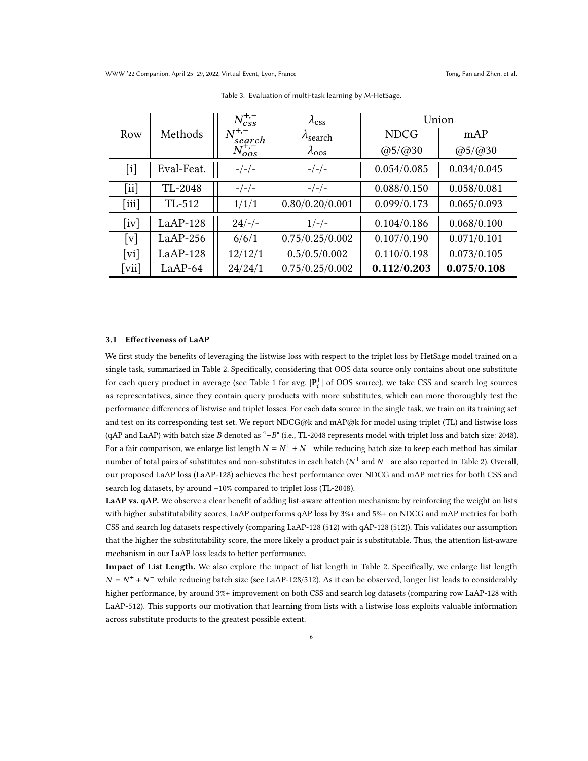Table 3. Evaluation of multi-task learning by M-HetSage.

| Row | Methods | $N^{+,-}_{css}$ / $N^{+,-}_{search}$ / $N^{+,-}_{oos}$ | $\lambda_{\text{css}}$ / $\lambda_{\text{search}}$ / $\lambda_{\text{oos}}$ | Union | |
|---|---|---|---|---|---|
| | | | | NDCG @5/@30 | mAP @5/@30 |
| [i] | Eval-Feat. | -/-/- | -/-/- | 0.054/0.085 | 0.034/0.045 |
| [ii] | TL-2048 | -/-/- | -/-/- | 0.088/0.150 | 0.058/0.081 |
| [iii] | TL-512 | 1/1/1 | 0.80/0.20/0.001 | 0.099/0.173 | 0.065/0.093 |
| [iv] | LaAP-128 | 24/-/- | 1/-/- | 0.104/0.186 | 0.068/0.100 |
| [v] | LaAP-256 | 6/6/1 | 0.75/0.25/0.002 | 0.107/0.190 | 0.071/0.101 |
| [vi] | LaAP-128 | 12/12/1 | 0.5/0.5/0.002 | 0.110/0.198 | 0.073/0.105 |
| [vii] | LaAP-64 | 24/24/1 | 0.75/0.25/0.002 | **0.112**/**0.203** | **0.075**/**0.108** |

### 3.1 Effectiveness of LaAP

We first study the benefits of leveraging the listwise loss with respect to the triplet loss by HetSage model trained on a single task, summarized in Table 2. Specifically, considering that OOS data source only contains about one substitute for each query product in average (see Table 1 for avg. $|\mathbf{P}_i^+|$ of OOS source), we take CSS and search log sources as representatives, since they contain query products with more substitutes, which can more thoroughly test the performance differences of listwise and triplet losses. For each data source in the single task, we train on its training set and test on its corresponding test set. We report NDCG@k and mAP@k for model using triplet (TL) and listwise loss (qAP and LaAP) with batch size $B$ denoted as "$-B$" (i.e., TL-2048 represents model with triplet loss and batch size: 2048). For a fair comparison, we enlarge list length $N = N^+ + N^-$ while reducing batch size to keep each method has similar number of total pairs of substitutes and non-substitutes in each batch ($N^+$ and $N^-$ are also reported in Table 2). Overall, our proposed LaAP loss (LaAP-128) achieves the best performance over NDCG and mAP metrics for both CSS and search log datasets, by around +10% compared to triplet loss (TL-2048).

**LaAP vs. qAP.** We observe a clear benefit of adding list-aware attention mechanism: by reinforcing the weight on lists with higher substitutability scores, LaAP outperforms qAP loss by 3%+ and 5%+ on NDCG and mAP metrics for both CSS and search log datasets respectively (comparing LaAP-128 (512) with qAP-128 (512)). This validates our assumption that the higher the substitutability score, the more likely a product pair is substitutable. Thus, the attention list-aware mechanism in our LaAP loss leads to better performance.

**Impact of List Length.** We also explore the impact of list length in Table 2. Specifically, we enlarge list length $N = N^+ + N^-$ while reducing batch size (see LaAP-128/512). As it can be observed, longer list leads to considerably higher performance, by around 3%+ improvement on both CSS and search log datasets (comparing row LaAP-128 with LaAP-512). This supports our motivation that learning from lists with a listwise loss exploits valuable information across substitute products to the greatest possible extent.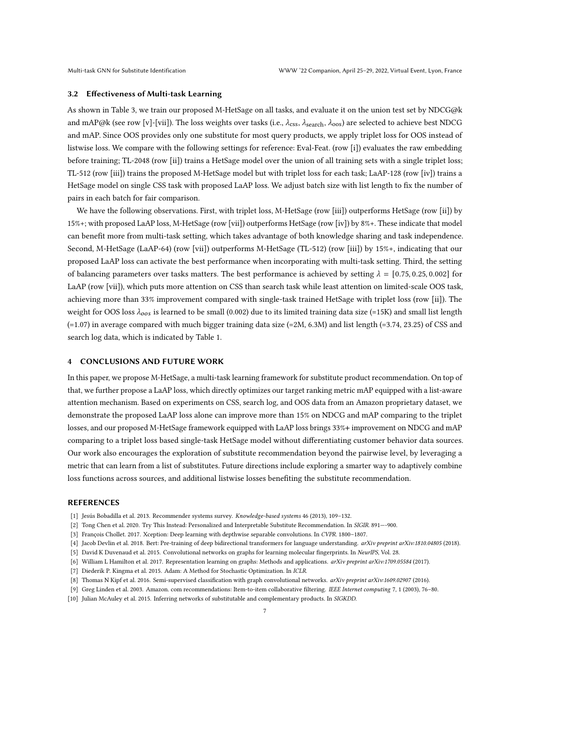### 3.2 Effectiveness of Multi-task Learning

As shown in Table 3, we train our proposed M-HetSage on all tasks, and evaluate it on the union test set by NDCG@k and mAP@k (see row [v]-[vii]). The loss weights over tasks (i.e., $\lambda_{\text{css}}$, $\lambda_{\text{search}}$, $\lambda_{\text{oos}}$) are selected to achieve best NDCG and mAP. Since OOS provides only one substitute for most query products, we apply triplet loss for OOS instead of listwise loss. We compare with the following settings for reference: Eval-Feat. (row [i]) evaluates the raw embedding before training; TL-2048 (row [ii]) trains a HetSage model over the union of all training sets with a single triplet loss; TL-512 (row [iii]) trains the proposed M-HetSage model but with triplet loss for each task; LaAP-128 (row [iv]) trains a HetSage model on single CSS task with proposed LaAP loss. We adjust batch size with list length to fix the number of pairs in each batch for fair comparison.

We have the following observations. First, with triplet loss, M-HetSage (row [iii]) outperforms HetSage (row [ii]) by 15%+; with proposed LaAP loss, M-HetSage (row [vii]) outperforms HetSage (row [iv]) by 8%+. These indicate that model can benefit more from multi-task setting, which takes advantage of both knowledge sharing and task independence. Second, M-HetSage (LaAP-64) (row [vii]) outperforms M-HetSage (TL-512) (row [iii]) by 15%+, indicating that our proposed LaAP loss can activate the best performance when incorporating with multi-task setting. Third, the setting of balancing parameters over tasks matters. The best performance is achieved by setting $\lambda = [0.75, 0.25, 0.002]$ for LaAP (row [vii]), which puts more attention on CSS than search task while least attention on limited-scale OOS task, achieving more than 33% improvement compared with single-task trained HetSage with triplet loss (row [ii]). The weight for OOS loss $\lambda_{oos}$ is learned to be small (0.002) due to its limited training data size (=15K) and small list length (=1.07) in average compared with much bigger training data size (=2M, 6.3M) and list length (=3.74, 23.25) of CSS and search log data, which is indicated by Table 1.

## 4 CONCLUSIONS AND FUTURE WORK

In this paper, we propose M-HetSage, a multi-task learning framework for substitute product recommendation. On top of that, we further propose a LaAP loss, which directly optimizes our target ranking metric mAP equipped with a list-aware attention mechanism. Based on experiments on CSS, search log, and OOS data from an Amazon proprietary dataset, we demonstrate the proposed LaAP loss alone can improve more than 15% on NDCG and mAP comparing to the triplet losses, and our proposed M-HetSage framework equipped with LaAP loss brings 33%+ improvement on NDCG and mAP comparing to a triplet loss based single-task HetSage model without differentiating customer behavior data sources. Our work also encourages the exploration of substitute recommendation beyond the pairwise level, by leveraging a metric that can learn from a list of substitutes. Future directions include exploring a smarter way to adaptively combine loss functions across sources, and additional listwise losses benefiting the substitute recommendation.

## REFERENCES

[1] Jesús Bobadilla et al. 2013. Recommender systems survey. *Knowledge-based systems* 46 (2013), 109–132.

[2] Tong Chen et al. 2020. Try This Instead: Personalized and Interpretable Substitute Recommendation. In *SIGIR*. 891—-900.

[3] François Chollet. 2017. Xception: Deep learning with depthwise separable convolutions. In *CVPR*. 1800–1807.

[4] Jacob Devlin et al. 2018. Bert: Pre-training of deep bidirectional transformers for language understanding. *arXiv preprint arXiv:1810.04805* (2018).

[5] David K Duvenaud et al. 2015. Convolutional networks on graphs for learning molecular fingerprints. In *NeurIPS*, Vol. 28.

[6] William L Hamilton et al. 2017. Representation learning on graphs: Methods and applications. *arXiv preprint arXiv:1709.05584* (2017).

[7] Diederik P. Kingma et al. 2015. Adam: A Method for Stochastic Optimization. In *ICLR*.

[8] Thomas N Kipf et al. 2016. Semi-supervised classification with graph convolutional networks. *arXiv preprint arXiv:1609.02907* (2016).

[9] Greg Linden et al. 2003. Amazon. com recommendations: Item-to-item collaborative filtering. *IEEE Internet computing* 7, 1 (2003), 76–80.

[10] Julian McAuley et al. 2015. Inferring networks of substitutable and complementary products. In *SIGKDD*.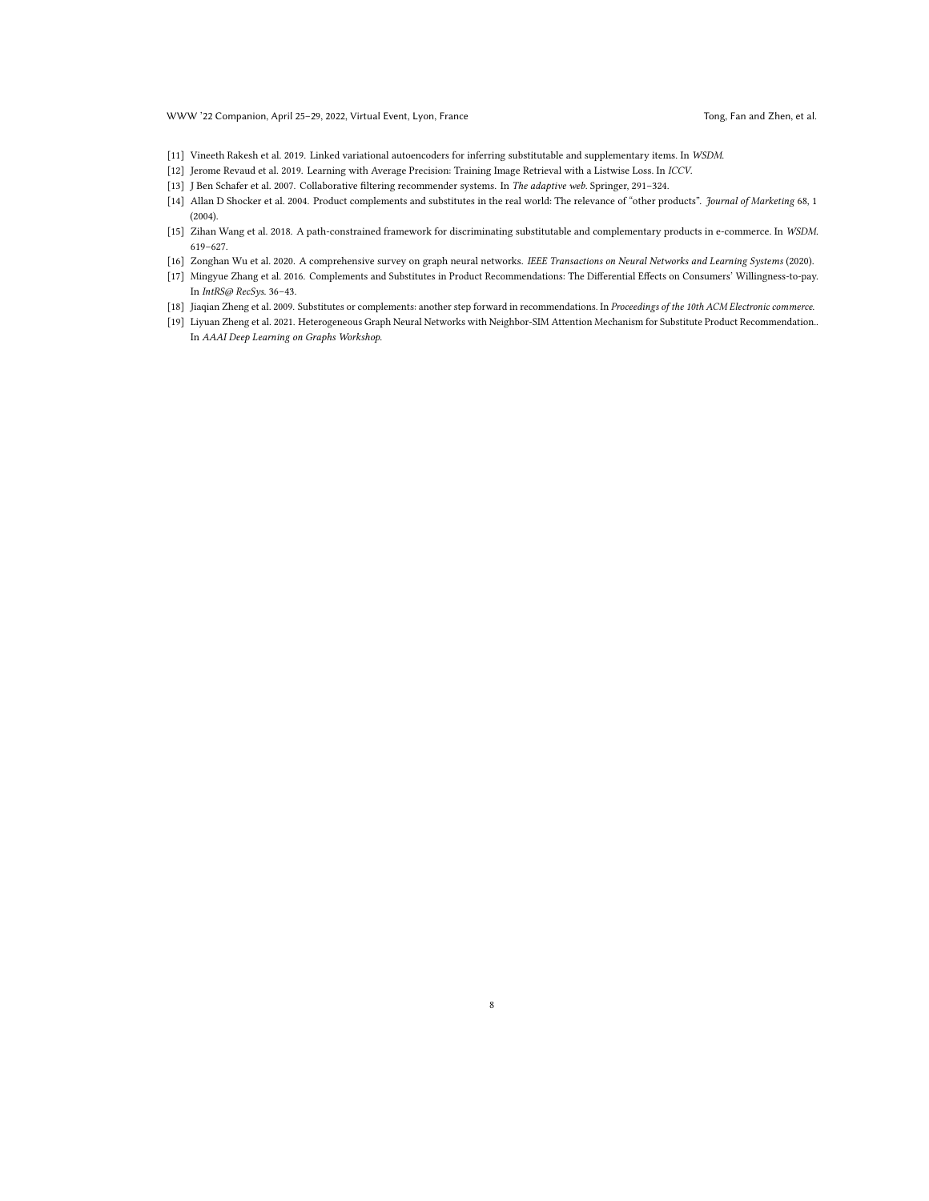[11] Vineeth Rakesh et al. 2019. Linked variational autoencoders for inferring substitutable and supplementary items. In *WSDM*.

[12] Jerome Revaud et al. 2019. Learning with Average Precision: Training Image Retrieval with a Listwise Loss. In *ICCV*.

[13] J Ben Schafer et al. 2007. Collaborative filtering recommender systems. In *The adaptive web*. Springer, 291–324.

[14] Allan D Shocker et al. 2004. Product complements and substitutes in the real world: The relevance of "other products". *Journal of Marketing* 68, 1 (2004).

[15] Zihan Wang et al. 2018. A path-constrained framework for discriminating substitutable and complementary products in e-commerce. In *WSDM*. 619–627.

[16] Zonghan Wu et al. 2020. A comprehensive survey on graph neural networks. *IEEE Transactions on Neural Networks and Learning Systems* (2020).

[17] Mingyue Zhang et al. 2016. Complements and Substitutes in Product Recommendations: The Differential Effects on Consumers' Willingness-to-pay. In *IntRS@ RecSys*. 36–43.

[18] Jiaqian Zheng et al. 2009. Substitutes or complements: another step forward in recommendations. In *Proceedings of the 10th ACM Electronic commerce*.

[19] Liyuan Zheng et al. 2021. Heterogeneous Graph Neural Networks with Neighbor-SIM Attention Mechanism for Substitute Product Recommendation.. In *AAAI Deep Learning on Graphs Workshop*.